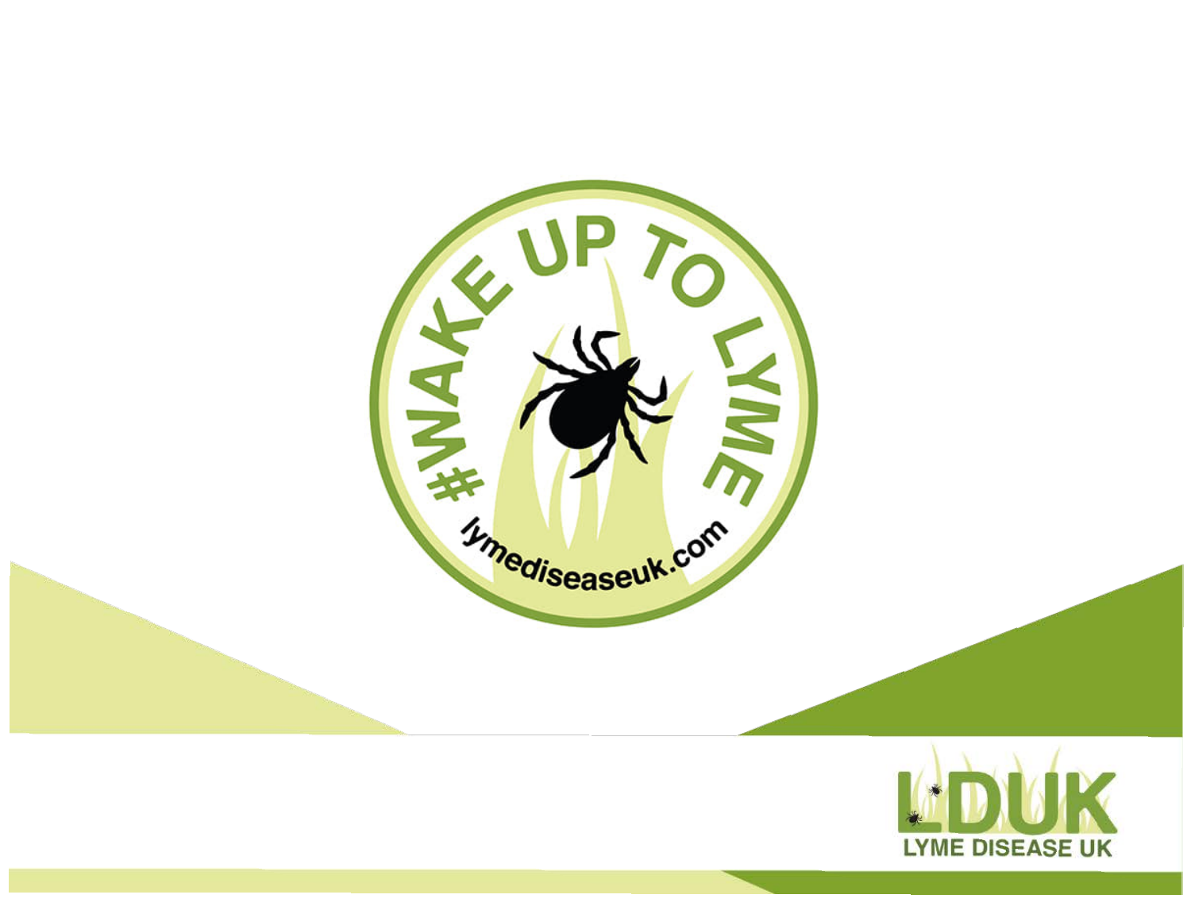#WAKE UP TO LYME

lymediseaseuk.com

LDUK

LYME DISEASE UK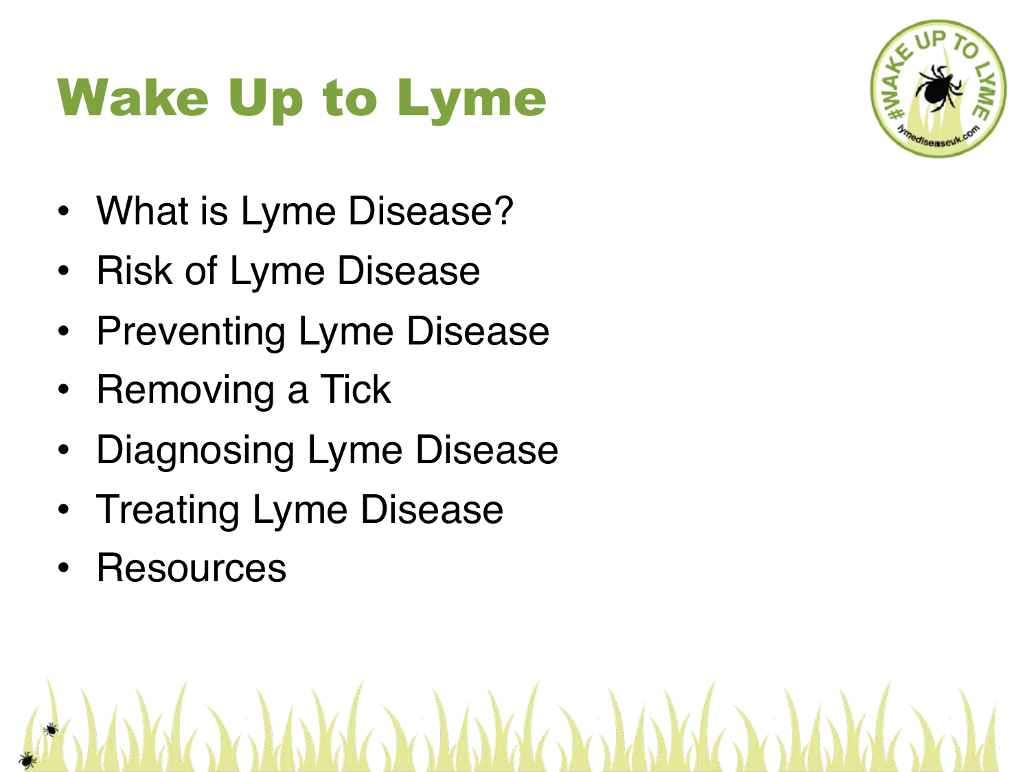# Wake Up to Lyme

- What is Lyme Disease?
- Risk of Lyme Disease
- Preventing Lyme Disease
- Removing a Tick
- Diagnosing Lyme Disease
- Treating Lyme Disease
- Resources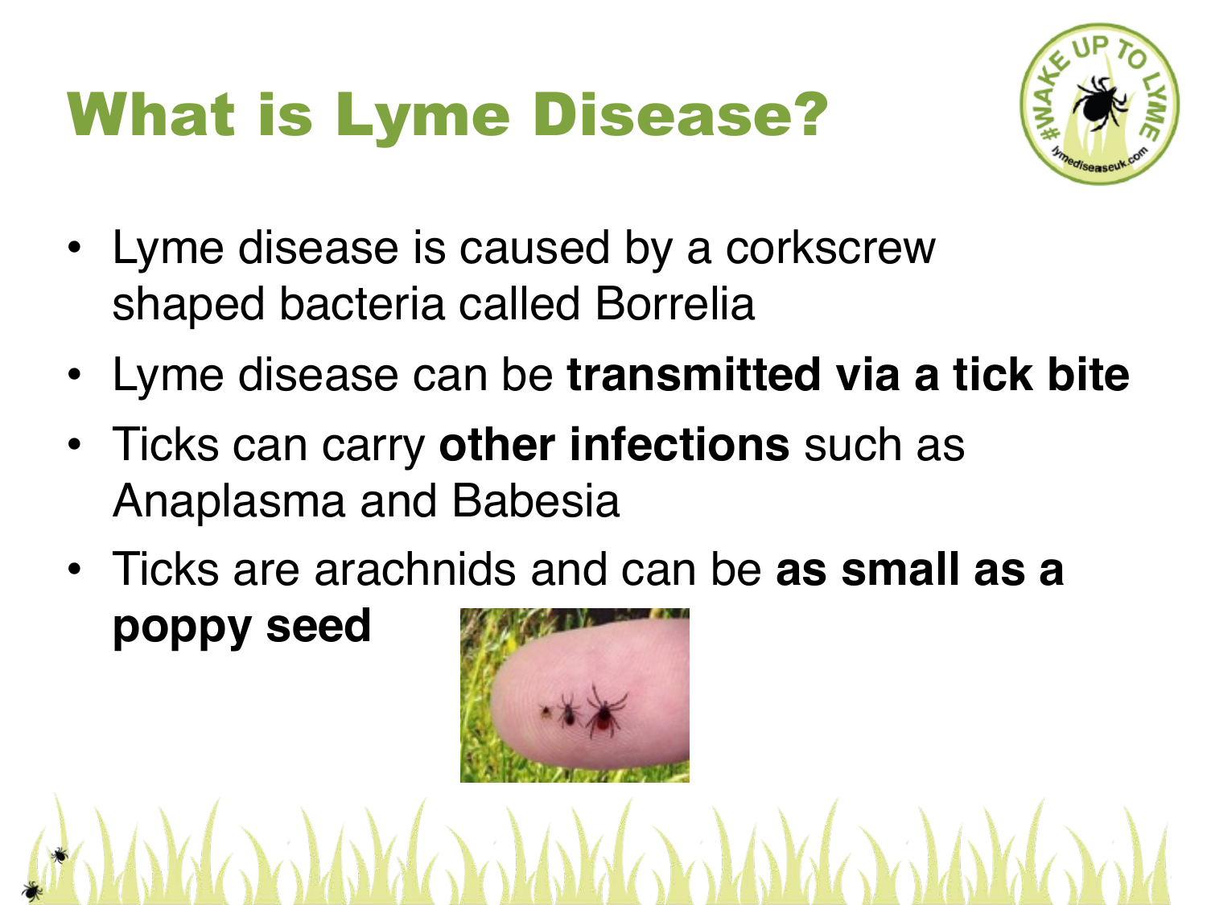# What is Lyme Disease?

- Lyme disease is caused by a corkscrew shaped bacteria called Borrelia
- Lyme disease can be **transmitted via a tick bite**
- Ticks can carry **other infections** such as Anaplasma and Babesia
- Ticks are arachnids and can be **as small as a poppy seed**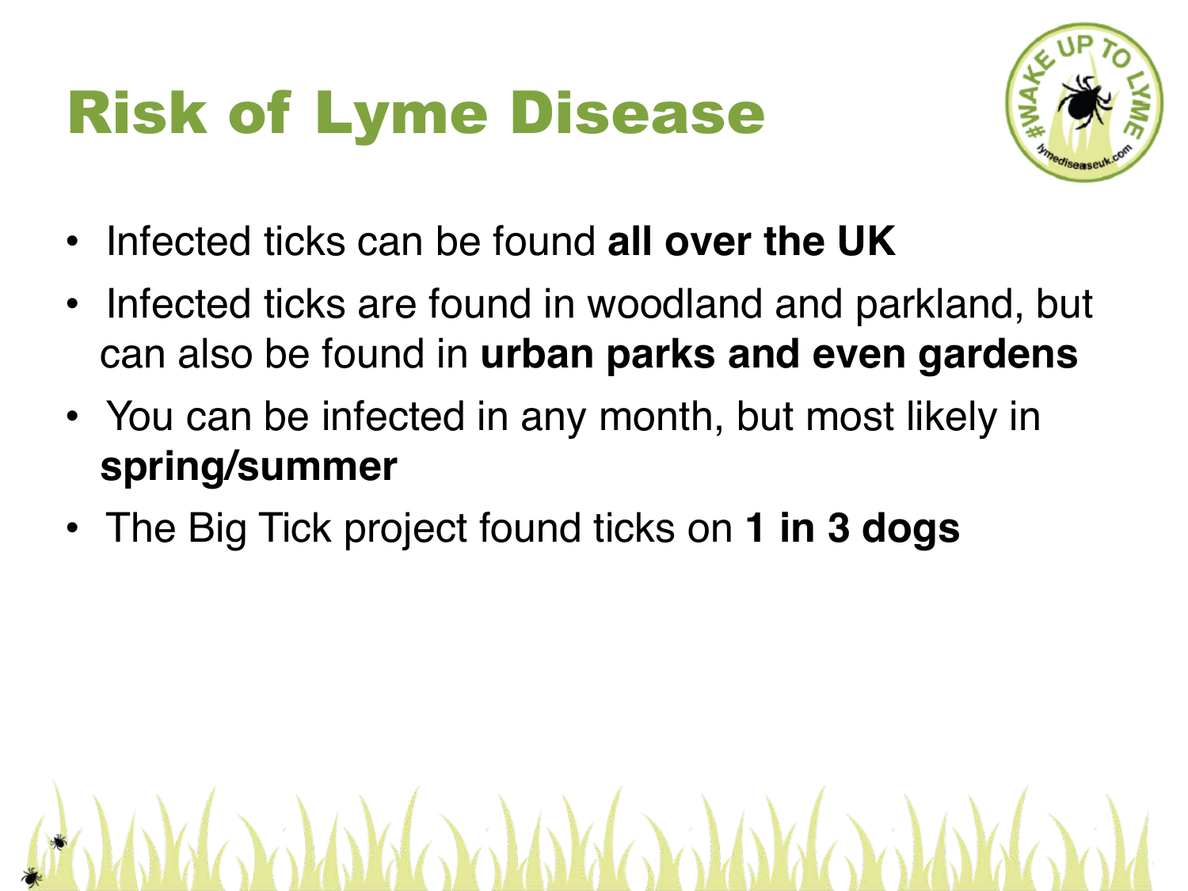# Risk of Lyme Disease

- Infected ticks can be found **all over the UK**
- Infected ticks are found in woodland and parkland, but can also be found in **urban parks and even gardens**
- You can be infected in any month, but most likely in **spring/summer**
- The Big Tick project found ticks on **1 in 3 dogs**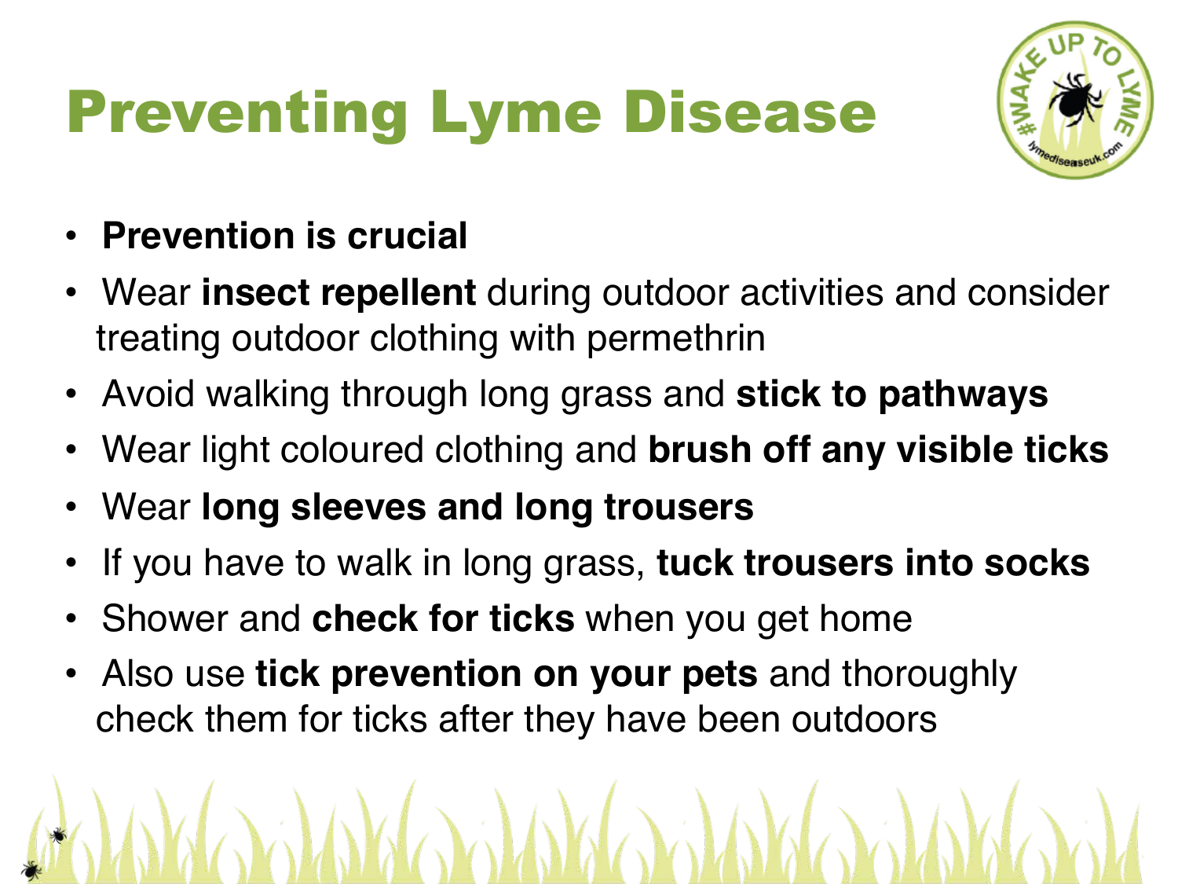# Preventing Lyme Disease

- **Prevention is crucial**
- Wear **insect repellent** during outdoor activities and consider treating outdoor clothing with permethrin
- Avoid walking through long grass and **stick to pathways**
- Wear light coloured clothing and **brush off any visible ticks**
- Wear **long sleeves and long trousers**
- If you have to walk in long grass, **tuck trousers into socks**
- Shower and **check for ticks** when you get home
- Also use **tick prevention on your pets** and thoroughly check them for ticks after they have been outdoors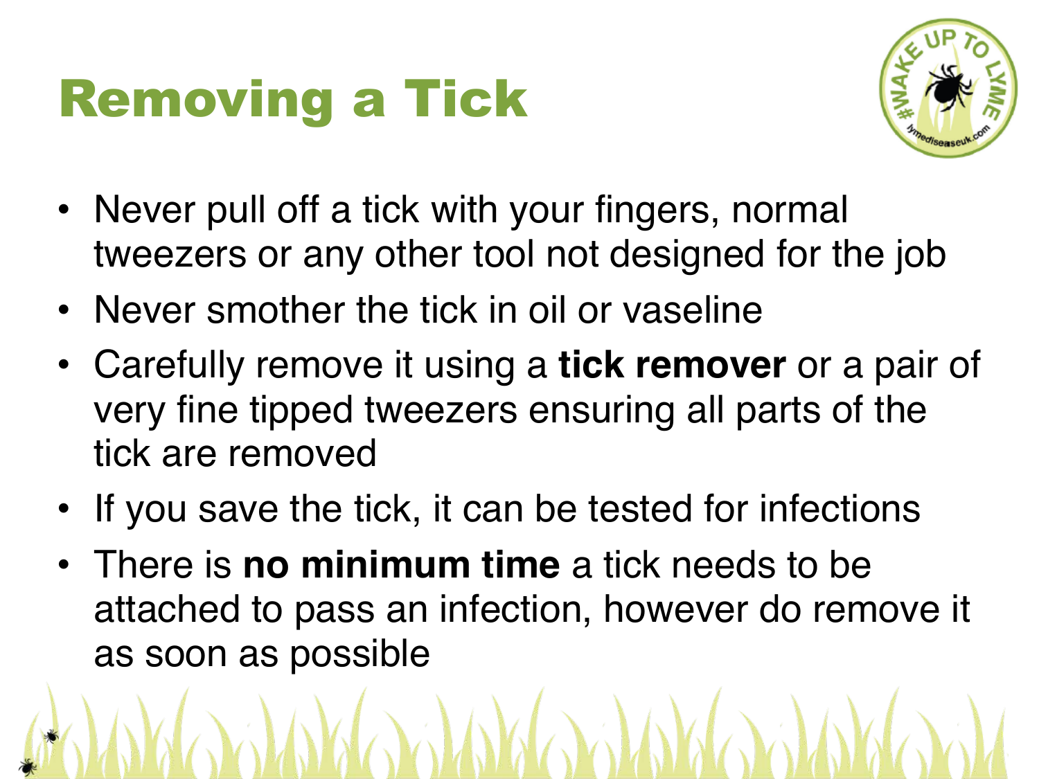# Removing a Tick

- Never pull off a tick with your fingers, normal tweezers or any other tool not designed for the job
- Never smother the tick in oil or vaseline
- Carefully remove it using a **tick remover** or a pair of very fine tipped tweezers ensuring all parts of the tick are removed
- If you save the tick, it can be tested for infections
- There is **no minimum time** a tick needs to be attached to pass an infection, however do remove it as soon as possible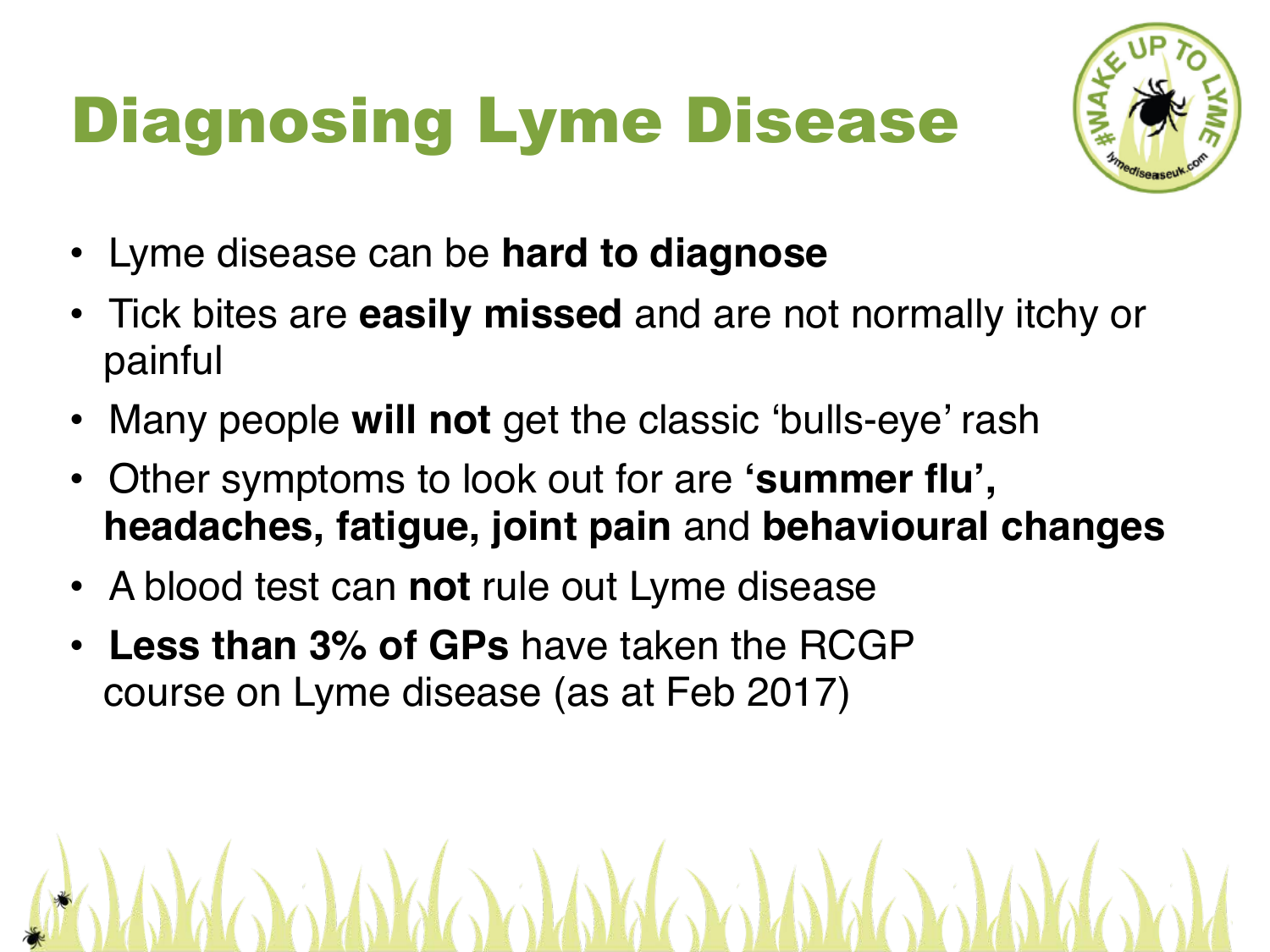# Diagnosing Lyme Disease

- Lyme disease can be **hard to diagnose**
- Tick bites are **easily missed** and are not normally itchy or painful
- Many people **will not** get the classic 'bulls-eye' rash
- Other symptoms to look out for are **'summer flu', headaches, fatigue, joint pain** and **behavioural changes**
- A blood test can **not** rule out Lyme disease
- **Less than 3% of GPs** have taken the RCGP course on Lyme disease (as at Feb 2017)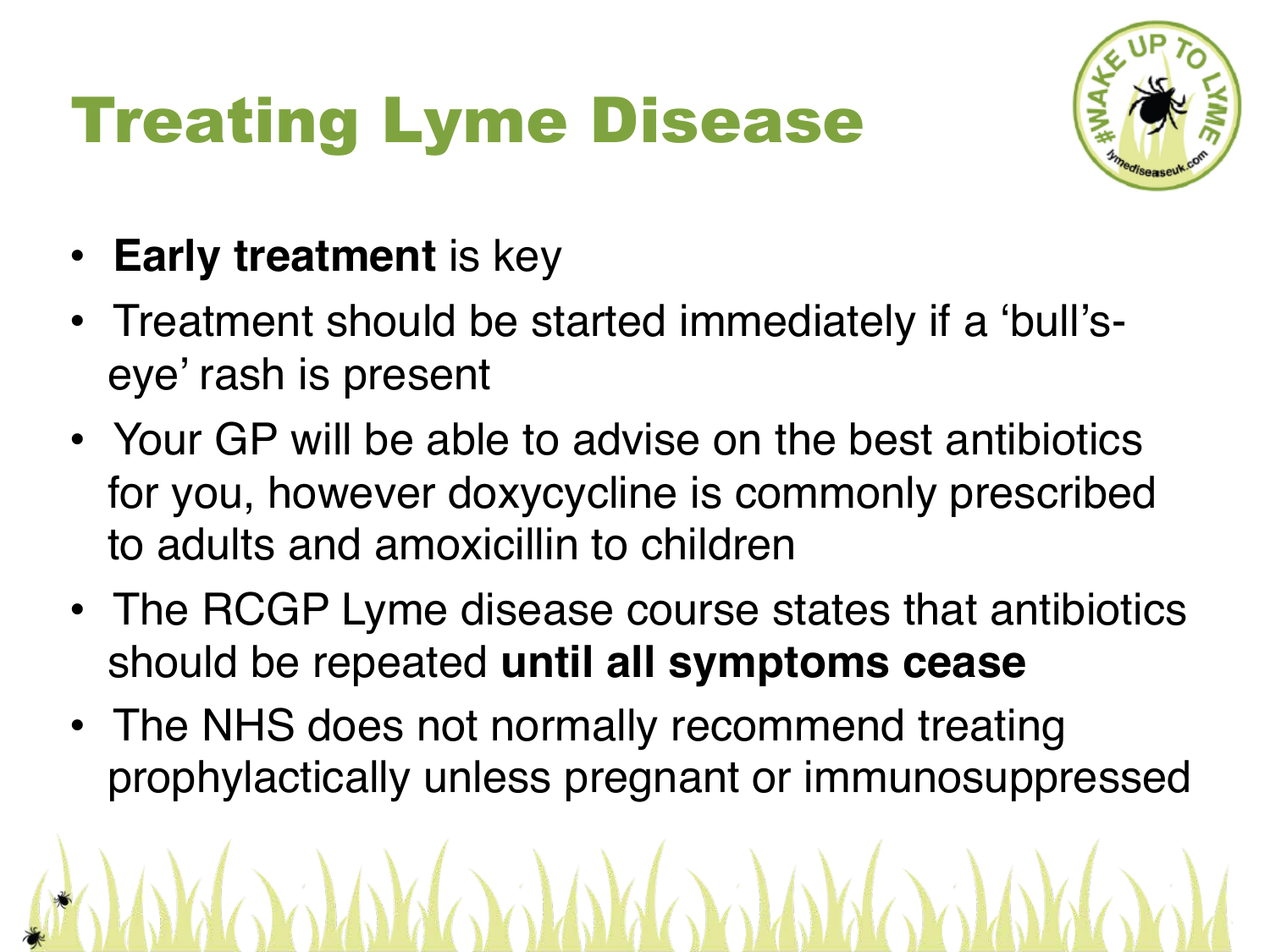# Treating Lyme Disease

- **Early treatment** is key
- Treatment should be started immediately if a 'bull's-eye' rash is present
- Your GP will be able to advise on the best antibiotics for you, however doxycycline is commonly prescribed to adults and amoxicillin to children
- The RCGP Lyme disease course states that antibiotics should be repeated **until all symptoms cease**
- The NHS does not normally recommend treating prophylactically unless pregnant or immunosuppressed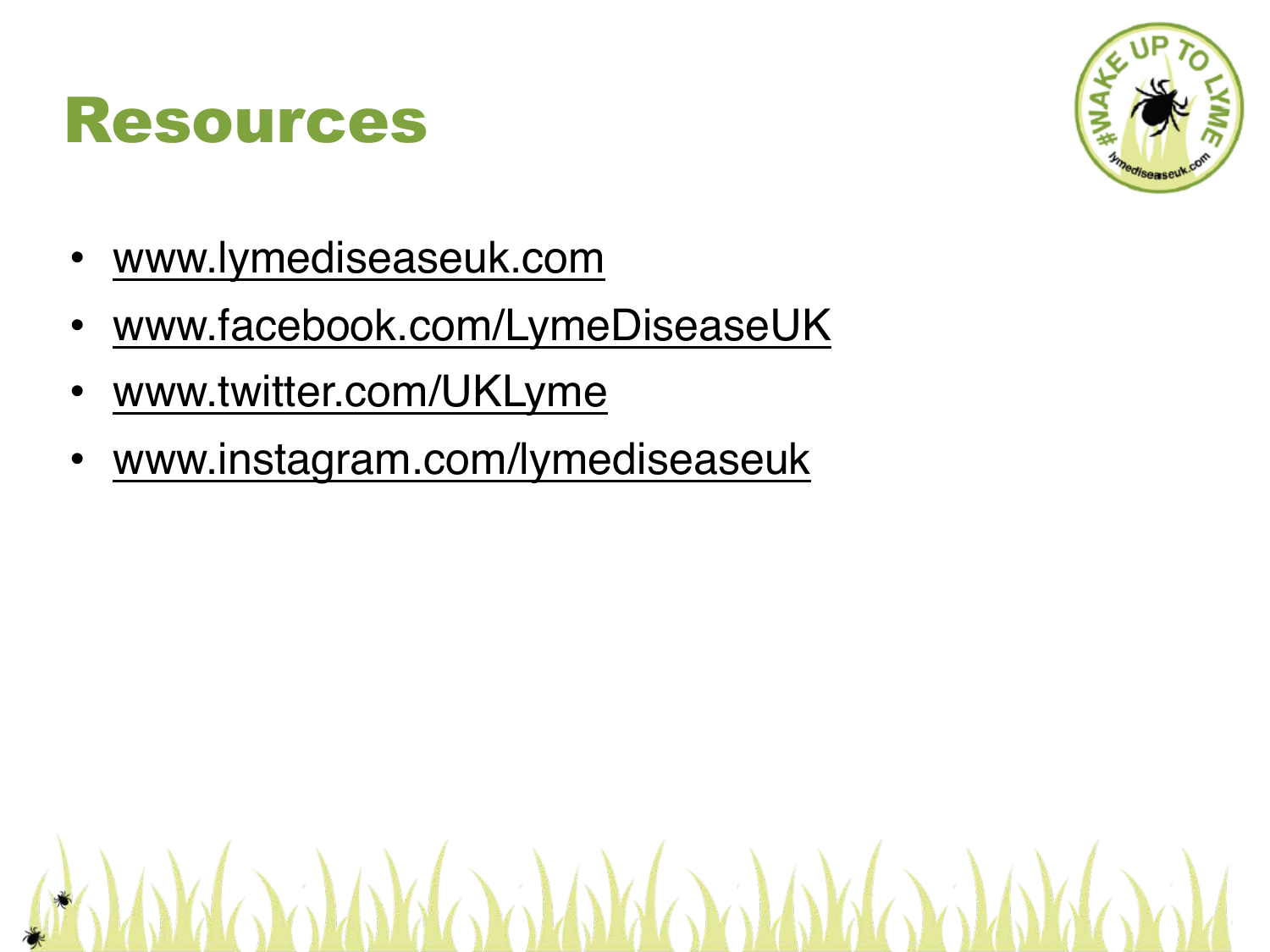# Resources

- www.lymediseaseuk.com
- www.facebook.com/LymeDiseaseUK
- www.twitter.com/UKLyme
- www.instagram.com/lymediseaseuk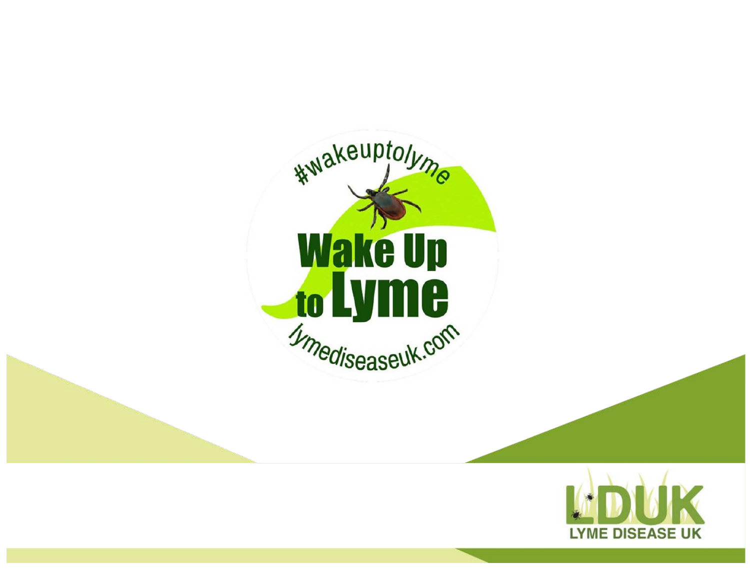#wakeuptolyme

Wake Up to Lyme

lymediseaseuk.com

LDUK

LYME DISEASE UK